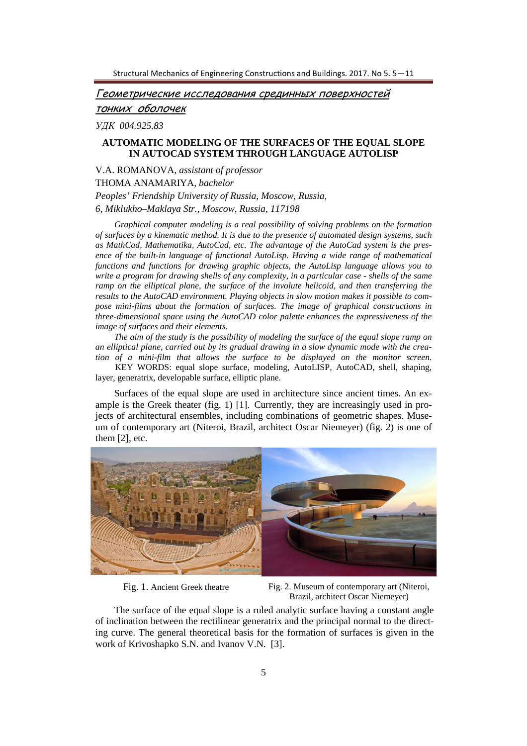## Геометрические исследования срединных поверхностей тонких оболочек

*УДК 004.925.83*

# AUTOMATIC MODELING OF THE SURFACES OF THE EQUAL SLOPE IN AUTOCAD SYSTEM THROUGH LANGUAGE AUTOLISP

V.A. ROMANOVA, *assistant of professor*

THOMA ANAMARIYA, *bachelor*

*Peoples' Friendship University of Russia, Moscow, Russia,*

*6, Miklukho–Maklaya Str., Moscow, Russia, 117198*

*Graphical computer modeling is a real possibility of solving problems on the formation of surfaces by a kinematic method. It is due to the presence of automated design systems, such as MathCad, Mathematika, AutoCad, etc. The advantage of the AutoCad system is the presence of the built-in language of functional AutoLisp. Having a wide range of mathematical functions and functions for drawing graphic objects, the AutoLisp language allows you to write a program for drawing shells of any complexity, in a particular case - shells of the same ramp on the elliptical plane, the surface of the involute helicoid, and then transferring the results to the AutoCAD environment. Playing objects in slow motion makes it possible to compose mini-films about the formation of surfaces. The image of graphical constructions in three-dimensional space using the AutoCAD color palette enhances the expressiveness of the image of surfaces and their elements.*

*The aim of the study is the possibility of modeling the surface of the equal slope ramp on an elliptical plane, carried out by its gradual drawing in a slow dynamic mode with the creation of a mini-film that allows the surface to be displayed on the monitor screen.*

KEY WORDS: equal slope surface, modeling, AutoLISP, AutoCAD, shell, shaping, layer, generatrix, developable surface, elliptic plane.

Surfaces of the equal slope are used in architecture since ancient times. An example is the Greek theater (fig. 1) [1]. Currently, they are increasingly used in projects of architectural ensembles, including combinations of geometric shapes. Museum of contemporary art (Niteroi, Brazil, architect Oscar Niemeyer) (fig. 2) is one of them [2], etc.

Fig. 1. Ancient Greek theatre

Fig. 2. Museum of contemporary art (Niteroi, Brazil, architect Oscar Niemeyer)

The surface of the equal slope is a ruled analytic surface having a constant angle of inclination between the rectilinear generatrix and the principal normal to the directing curve. The general theoretical basis for the formation of surfaces is given in the work of Krivoshapko S.N. and Ivanov V.N. [3].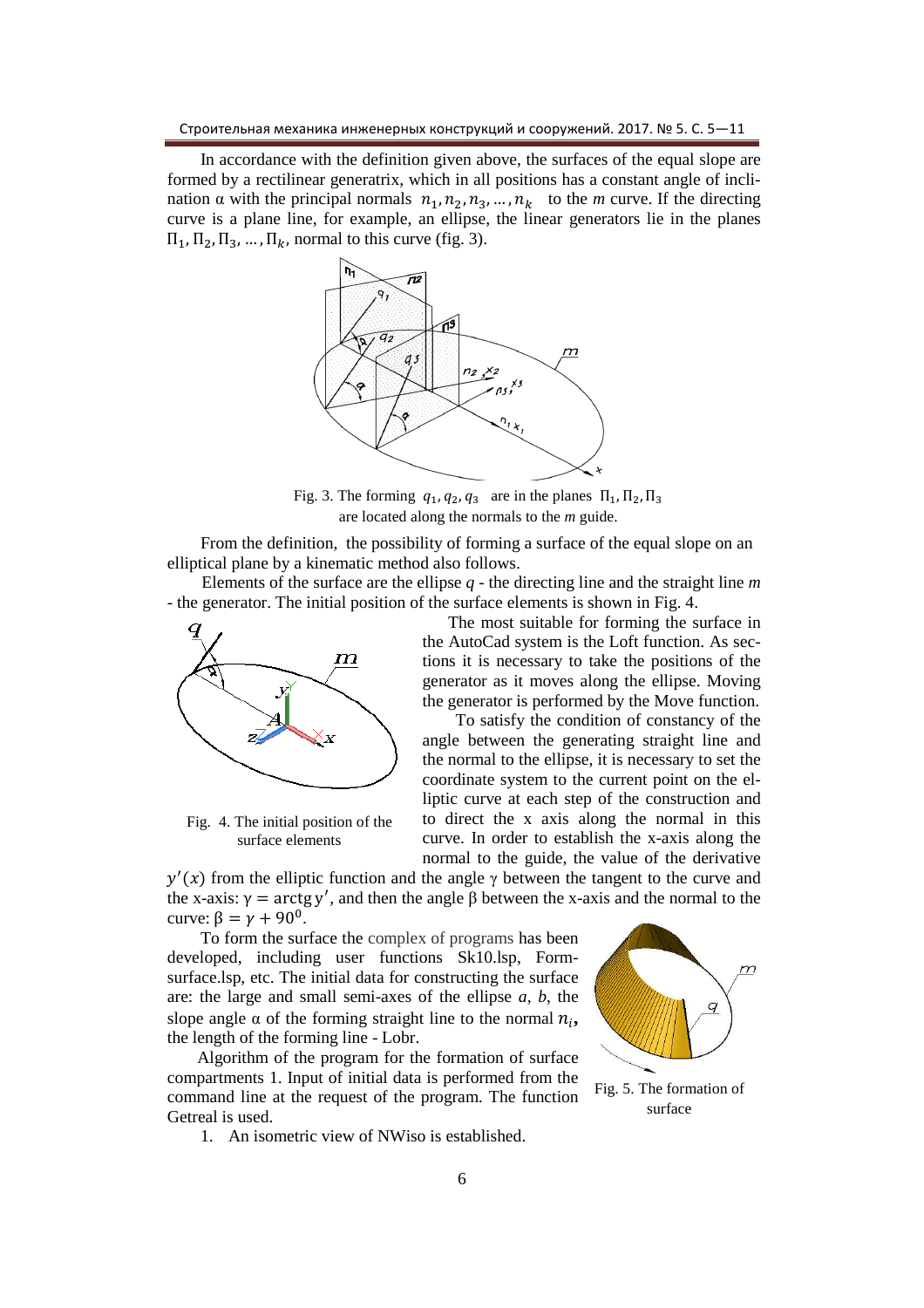In accordance with the definition given above, the surfaces of the equal slope are formed by a rectilinear generatrix, which in all positions has a constant angle of inclination α with the principal normals $n_1, n_2, n_3, \dots, n_k$ to the *m* curve. If the directing curve is a plane line, for example, an ellipse, the linear generators lie in the planes $\Pi_1, \Pi_2, \Pi_3, \dots, \Pi_k$, normal to this curve (fig. 3).

Fig. 3. The forming $q_1, q_2, q_3$ are in the planes $\Pi_1, \Pi_2, \Pi_3$ are located along the normals to the *m* guide.

From the definition, the possibility of forming a surface of the equal slope on an elliptical plane by a kinematic method also follows.

Elements of the surface are the ellipse *q* - the directing line and the straight line *m* - the generator. The initial position of the surface elements is shown in Fig. 4.

Fig. 4. The initial position of the surface elements

The most suitable for forming the surface in the AutoCad system is the Loft function. As sections it is necessary to take the positions of the generator as it moves along the ellipse. Moving the generator is performed by the Move function.

To satisfy the condition of constancy of the angle between the generating straight line and the normal to the ellipse, it is necessary to set the coordinate system to the current point on the elliptic curve at each step of the construction and to direct the x axis along the normal in this curve. In order to establish the x-axis along the normal to the guide, the value of the derivative $y'(x)$ from the elliptic function and the angle γ between the tangent to the curve and the x-axis: $\gamma = \text{arctg}\, y'$, and then the angle β between the x-axis and the normal to the curve: $\beta = \gamma + 90^0$.

To form the surface the complex of programs has been developed, including user functions Sk10.lsp, Form-surface.lsp, etc. The initial data for constructing the surface are: the large and small semi-axes of the ellipse *a*, *b*, the slope angle α of the forming straight line to the normal $n_i$, the length of the forming line - Lobr.

Fig. 5. The formation of surface

Algorithm of the program for the formation of surface compartments 1. Input of initial data is performed from the command line at the request of the program. The function Getreal is used.

1. An isometric view of NWiso is established.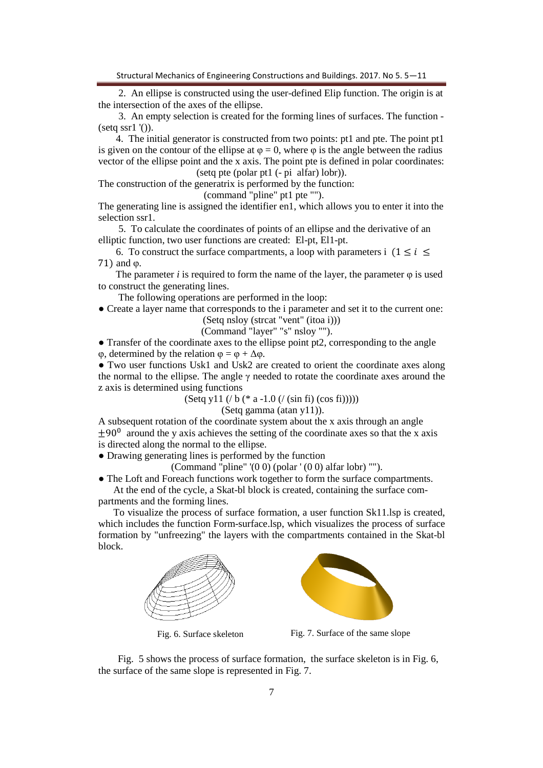2. An ellipse is constructed using the user-defined Elip function. The origin is at the intersection of the axes of the ellipse.

3. An empty selection is created for the forming lines of surfaces. The function - (setq ssr1 '()).

4. The initial generator is constructed from two points: pt1 and pte. The point pt1 is given on the contour of the ellipse at φ = 0, where φ is the angle between the radius vector of the ellipse point and the x axis. The point pte is defined in polar coordinates:

(setq pte (polar pt1 (- pi alfar) lobr)).

The construction of the generatrix is performed by the function:

(command "pline" pt1 pte "").

The generating line is assigned the identifier en1, which allows you to enter it into the selection ssr1.

5. To calculate the coordinates of points of an ellipse and the derivative of an elliptic function, two user functions are created: El-pt, El1-pt.

6. To construct the surface compartments, a loop with parameters i $(1 \leq i \leq 71)$ and φ.

The parameter *i* is required to form the name of the layer, the parameter φ is used to construct the generating lines.

The following operations are performed in the loop:

● Create a layer name that corresponds to the i parameter and set it to the current one:

(Setq nsloy (strcat "vent" (itoa i)))

(Command "layer" "s" nsloy "").

● Transfer of the coordinate axes to the ellipse point pt2, corresponding to the angle φ, determined by the relation φ = φ + Δφ.

● Two user functions Usk1 and Usk2 are created to orient the coordinate axes along the normal to the ellipse. The angle γ needed to rotate the coordinate axes around the z axis is determined using functions

(Setq y11 (/ b (* a -1.0 (/ (sin fi) (cos fi)))))

(Setq gamma (atan y11)).

A subsequent rotation of the coordinate system about the x axis through an angle $\pm 90^0$ around the y axis achieves the setting of the coordinate axes so that the x axis is directed along the normal to the ellipse.

● Drawing generating lines is performed by the function

(Command "pline" '(0 0) (polar ' (0 0) alfar lobr) "").

● The Loft and Foreach functions work together to form the surface compartments.

At the end of the cycle, a Skat-bl block is created, containing the surface compartments and the forming lines.

To visualize the process of surface formation, a user function Sk11.lsp is created, which includes the function Form-surface.lsp, which visualizes the process of surface formation by "unfreezing" the layers with the compartments contained in the Skat-bl block.

Fig. 6. Surface skeleton

Fig. 7. Surface of the same slope

Fig. 5 shows the process of surface formation, the surface skeleton is in Fig. 6, the surface of the same slope is represented in Fig. 7.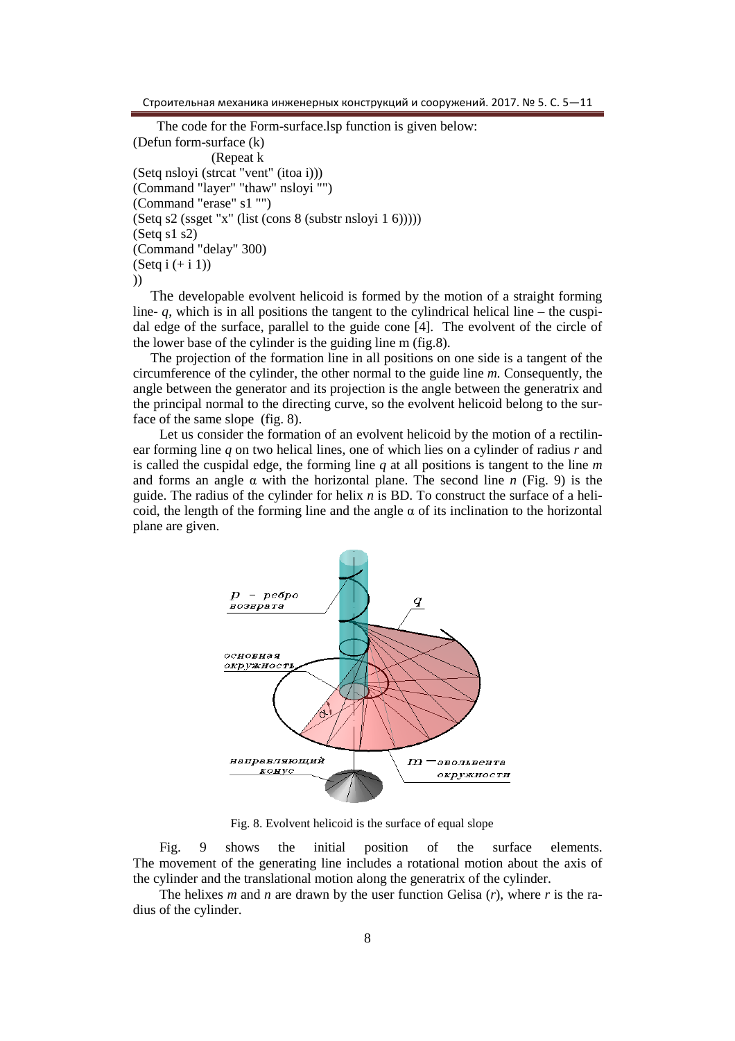The code for the Form-surface.lsp function is given below:

```
(Defun form-surface (k)
        (Repeat k
(Setq nsloyi (strcat "vent" (itoa i)))
(Command "layer" "thaw" nsloyi "")
(Command "erase" s1 "")
(Setq s2 (ssget "x" (list (cons 8 (substr nsloyi 1 6)))))
(Setq s1 s2)
(Command "delay" 300)
(Setq i (+ i 1))
))
```

The developable evolvent helicoid is formed by the motion of a straight forming line- *q*, which is in all positions the tangent to the cylindrical helical line – the cuspidal edge of the surface, parallel to the guide cone [4]. The evolvent of the circle of the lower base of the cylinder is the guiding line m (fig.8).

The projection of the formation line in all positions on one side is a tangent of the circumference of the cylinder, the other normal to the guide line *m.* Consequently, the angle between the generator and its projection is the angle between the generatrix and the principal normal to the directing curve, so the evolvent helicoid belong to the surface of the same slope (fig. 8).

Let us consider the formation of an evolvent helicoid by the motion of a rectilinear forming line *q* on two helical lines, one of which lies on a cylinder of radius *r* and is called the cuspidal edge, the forming line *q* at all positions is tangent to the line *m* and forms an angle α with the horizontal plane. The second line *n* (Fig. 9) is the guide. The radius of the cylinder for helix *n* is BD. To construct the surface of a helicoid, the length of the forming line and the angle α of its inclination to the horizontal plane are given.

Fig. 8. Evolvent helicoid is the surface of equal slope

Fig. 9 shows the initial position of the surface elements. The movement of the generating line includes a rotational motion about the axis of the cylinder and the translational motion along the generatrix of the cylinder.

The helixes *m* and *n* are drawn by the user function Gelisa (*r*), where *r* is the radius of the cylinder.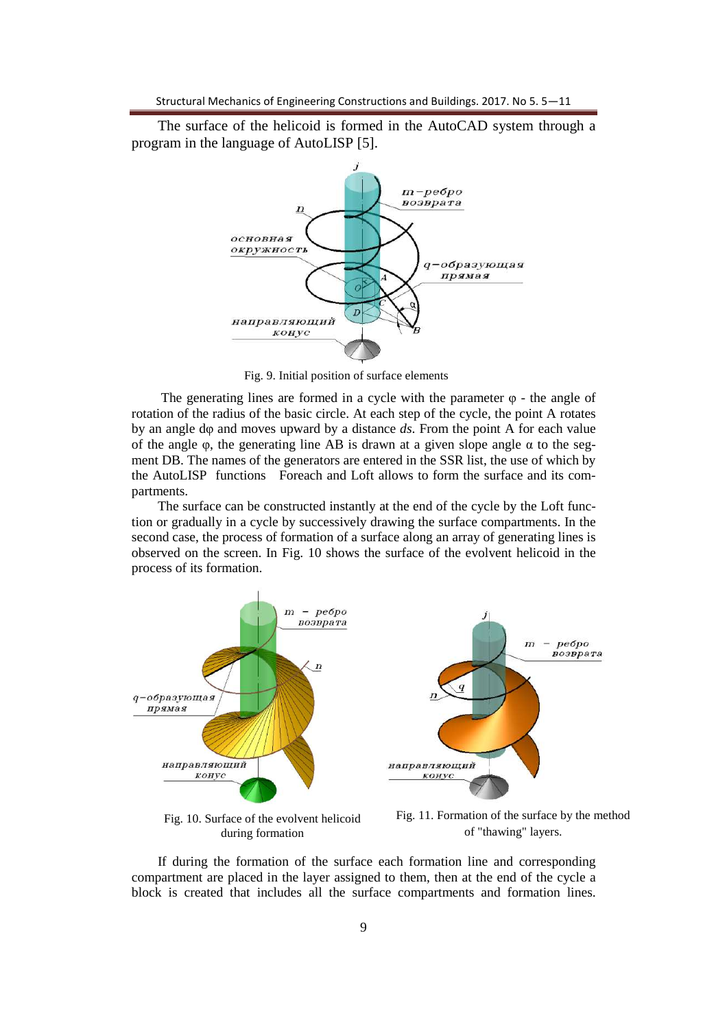The surface of the helicoid is formed in the AutoCAD system through a program in the language of AutoLISP [5].

Fig. 9. Initial position of surface elements

The generating lines are formed in a cycle with the parameter $\varphi$ - the angle of rotation of the radius of the basic circle. At each step of the cycle, the point A rotates by an angle $d\varphi$ and moves upward by a distance *ds*. From the point A for each value of the angle $\varphi$, the generating line AB is drawn at a given slope angle $\alpha$ to the segment DB. The names of the generators are entered in the SSR list, the use of which by the AutoLISP functions Foreach and Loft allows to form the surface and its compartments.

The surface can be constructed instantly at the end of the cycle by the Loft function or gradually in a cycle by successively drawing the surface compartments. In the second case, the process of formation of a surface along an array of generating lines is observed on the screen. In Fig. 10 shows the surface of the evolvent helicoid in the process of its formation.

Fig. 10. Surface of the evolvent helicoid during formation

Fig. 11. Formation of the surface by the method of "thawing" layers.

If during the formation of the surface each formation line and corresponding compartment are placed in the layer assigned to them, then at the end of the cycle a block is created that includes all the surface compartments and formation lines.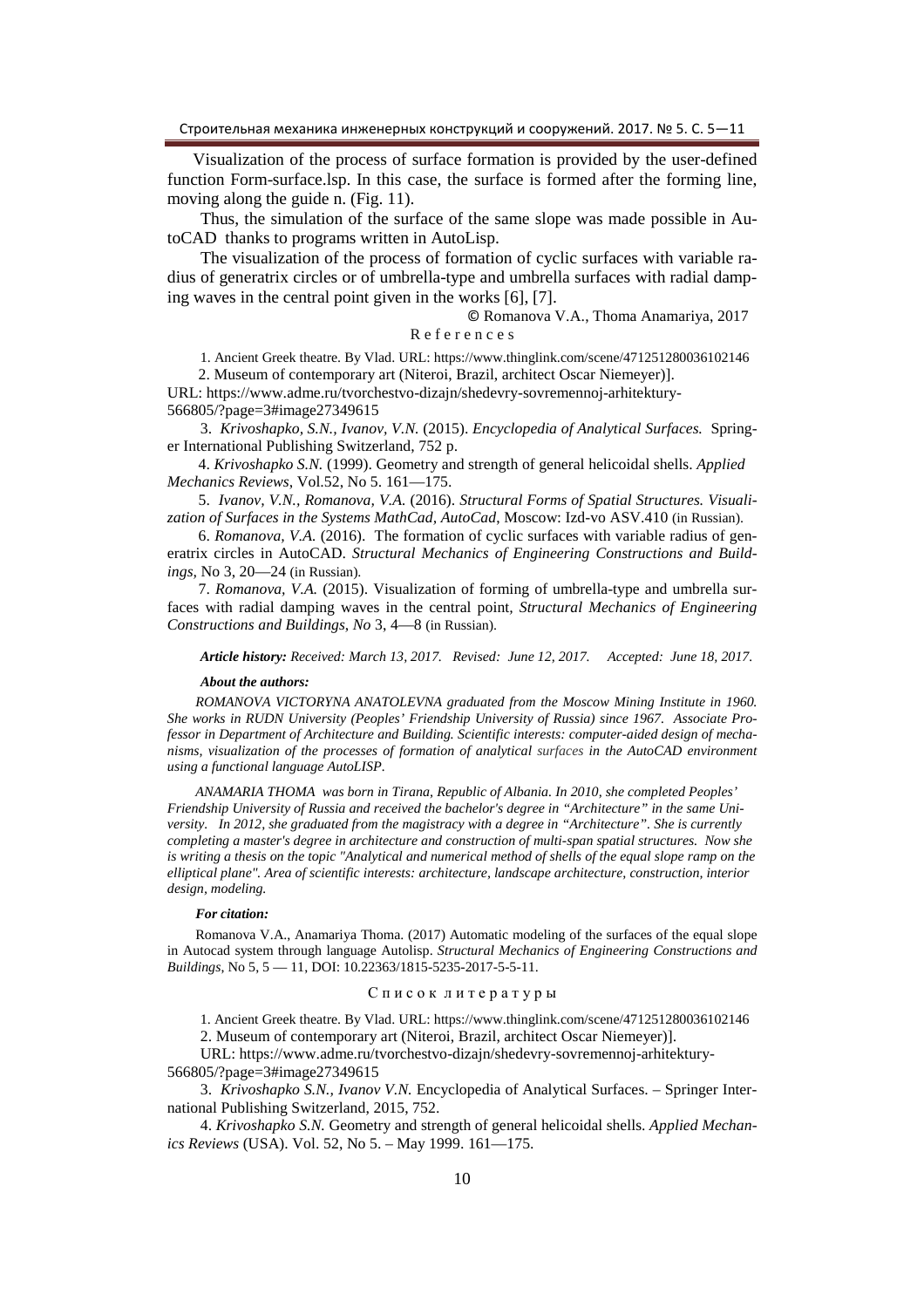Visualization of the process of surface formation is provided by the user-defined function Form-surface.lsp. In this case, the surface is formed after the forming line, moving along the guide n. (Fig. 11).

Thus, the simulation of the surface of the same slope was made possible in AutoCAD thanks to programs written in AutoLisp.

The visualization of the process of formation of cyclic surfaces with variable radius of generatrix circles or of umbrella-type and umbrella surfaces with radial damping waves in the central point given in the works [6], [7].

© Romanova V.A., Thoma Anamariya, 2017

## References

1. Ancient Greek theatre. By Vlad. URL: https://www.thinglink.com/scene/471251280036102146
2. Museum of contemporary art (Niteroi, Brazil, architect Oscar Niemeyer)]. URL: https://www.adme.ru/tvorchestvo-dizajn/shedevry-sovremennoj-arhitektury-566805/?page=3#image27349615
3. *Krivoshapko, S.N., Ivanov, V.N.* (2015). *Encyclopedia of Analytical Surfaces.* Springer International Publishing Switzerland, 752 p.
4. *Krivoshapko S.N.* (1999). Geometry and strength of general helicoidal shells. *Applied Mechanics Reviews*, Vol.52, No 5. 161—175.
5. *Ivanov, V.N., Romanova, V.A.* (2016). *Structural Forms of Spatial Structures. Visualization of Surfaces in the Systems MathCad, AutoCad*, Moscow: Izd-vo ASV.410 (in Russian).
6. *Romanova, V.A.* (2016). The formation of cyclic surfaces with variable radius of generatrix circles in AutoCAD. *Structural Mechanics of Engineering Constructions and Buildings*, No 3, 20—24 (in Russian).
7. *Romanova, V.A.* (2015). Visualization of forming of umbrella-type and umbrella surfaces with radial damping waves in the central point, *Structural Mechanics of Engineering Constructions and Buildings*, *No* 3, 4—8 (in Russian).

***Article history:** Received: March 13, 2017. Revised: June 12, 2017. Accepted: June 18, 2017.*

***About the authors:***

*ROMANOVA VICTORYNA ANATOLEVNA graduated from the Moscow Mining Institute in 1960. She works in RUDN University (Peoples' Friendship University of Russia) since 1967. Associate Professor in Department of Architecture and Building. Scientific interests: computer-aided design of mechanisms, visualization of the processes of formation of analytical surfaces in the AutoCAD environment using a functional language AutoLISP.*

*ANAMARIA THOMA was born in Tirana, Republic of Albania. In 2010, she completed Peoples' Friendship University of Russia and received the bachelor's degree in "Architecture" in the same University. In 2012, she graduated from the magistracy with a degree in "Architecture". She is currently completing a master's degree in architecture and construction of multi-span spatial structures. Now she is writing a thesis on the topic "Analytical and numerical method of shells of the equal slope ramp on the elliptical plane". Area of scientific interests: architecture, landscape architecture, construction, interior design, modeling.*

***For citation:***

Romanova V.A., Anamariya Thoma. (2017) Automatic modeling of the surfaces of the equal slope in Autocad system through language Autolisp. *Structural Mechanics of Engineering Constructions and Buildings*, No 5, 5 — 11, DOI: 10.22363/1815-5235-2017-5-5-11.

## Список литературы

1. Ancient Greek theatre. By Vlad. URL: https://www.thinglink.com/scene/471251280036102146
2. Museum of contemporary art (Niteroi, Brazil, architect Oscar Niemeyer)]. URL: https://www.adme.ru/tvorchestvo-dizajn/shedevry-sovremennoj-arhitektury-566805/?page=3#image27349615
3. *Krivoshapko S.N., Ivanov V.N.* Encyclopedia of Analytical Surfaces. – Springer International Publishing Switzerland, 2015, 752.
4. *Krivoshapko S.N.* Geometry and strength of general helicoidal shells. *Applied Mechanics Reviews* (USA). Vol. 52, No 5. – May 1999. 161—175.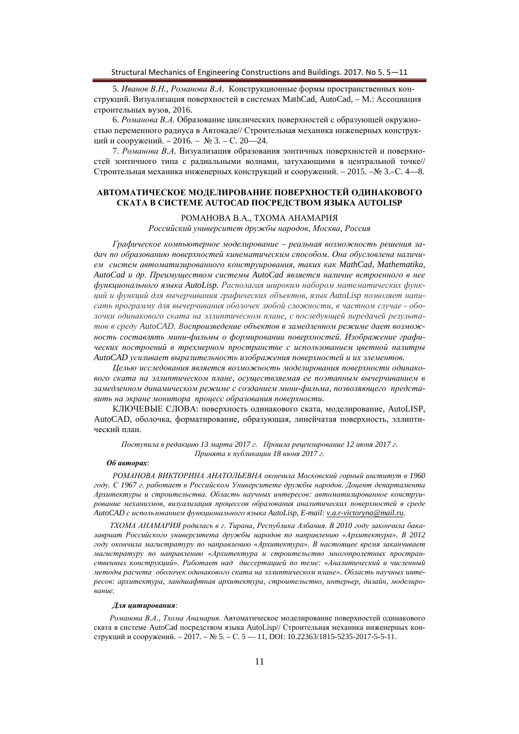5. *Иванов В.Н., Романова В.А.* Конструкционные формы пространственных конструкций. Визуализация поверхностей в системах MathCad, AutoCad, – М.: Ассоциация строительных вузов, 2016.

6. *Романова В.А.* Образование циклических поверхностей с образующей окружностью переменного радиуса в Автокаде// Строительная механика инженерных конструкций и сооружений. – 2016. – № 3. – С. 20—24.

7. *Романова В.А.* Визуализация образования зонтичных поверхностей и поверхностей зонтичного типа с радиальными волнами, затухающими в центральной точке// Строительная механика инженерных конструкций и сооружений. – 2015. –№ 3.–С. 4—8.

## АВТОМАТИЧЕСКОЕ МОДЕЛИРОВАНИЕ ПОВЕРХНОСТЕЙ ОДИНАКОВОГО СКАТА В СИСТЕМЕ AUTOCAD ПОСРЕДСТВОМ ЯЗЫКА AUTOLISP

РОМАНОВА В.А., ТХОМА АНАМАРИЯ

*Российский университет дружбы народов, Москва, Россия*

*Графическое компьютерное моделирование – реальная возможность решения задач по образованию поверхностей кинематическим способом. Она обусловлена наличием систем автоматизированного конструирования, таких как MathCad, Mathematika, AutoCad и др. Преимуществом системы AutoCad является наличие встроенного в нее функционального языка AutoLisp. Располагая широким набором математических функций и функций для вычерчивания графических объектов, язык AutoLisp позволяет написать программу для вычерчивания оболочек любой сложности, в частном случае - оболочки одинакового ската на эллиптическом плане, с последующей передачей результатов в среду AutoCAD. Воспроизведение объектов в замедленном режиме дает возможность составлять мини-фильмы о формировании поверхностей. Изображение графических построений в трехмерном пространстве с использованием цветной палитры AutoCAD усиливает выразительность изображения поверхностей и их элементов.*

*Целью исследования является возможность моделирования поверхности одинакового ската на эллиптическом плане, осуществляемая ее поэтапным вычерчиванием в замедленном динамическом режиме с созданием мини-фильма, позволяющего представить на экране монитора процесс образования поверхности.*

КЛЮЧЕВЫЕ СЛОВА: поверхность одинакового ската, моделирование, AutoLISP, AutoCAD, оболочка, форматирование, образующая, линейчатая поверхность, эллиптический план.

*Поступила в редакцию 13 марта 2017 г. Прошла рецензирование 12 июня 2017 г. Принята к публикации 18 июня 2017 г.*

***Об авторах***:

*РОМАНОВА ВИКТОРИНА АНАТОЛЬЕВНА окончила Московский горный институт в 1960 году. С 1967 г. работает в Российском Университете дружбы народов. Доцент департамента Архитектуры и строительства. Область научных интересов: автоматизированное конструирование механизмов, визуализация процессов образования аналитических поверхностей в среде AutoCAD с использованием функционального языка AutoLisp, E-mail: v.a.r-victoryna@mail.ru.*

*ТХОМА АНАМАРИЯ родилась в г. Тирана, Республика Албания. В 2010 году закончила бакалавриат Российского университета дружбы народов по направлению «Архитектура». В 2012 году окончила магистратуру по направлению «Архитектура». В настоящее время заканчивает магистратуру по направлению «Архитектура и строительство многопролетных пространственных конструкций». Работает над диссертацией по теме: «Аналитический и численный методы расчета оболочек одинакового ската на эллиптическом плане». Область научных интересов: архитектура, ландшафтная архитектура, строительство, интерьер, дизайн, моделирование.*

***Для цитирования:***

*Романова В.А., Тхома Анамария.* Автоматическое моделирование поверхностей одинакового ската в системе AutoCad посредством языка AutoLisp// Строительная механика инженерных конструкций и сооружений. – 2017. – № 5. – С. 5 — 11, DOI: 10.22363/1815-5235-2017-5-5-11.